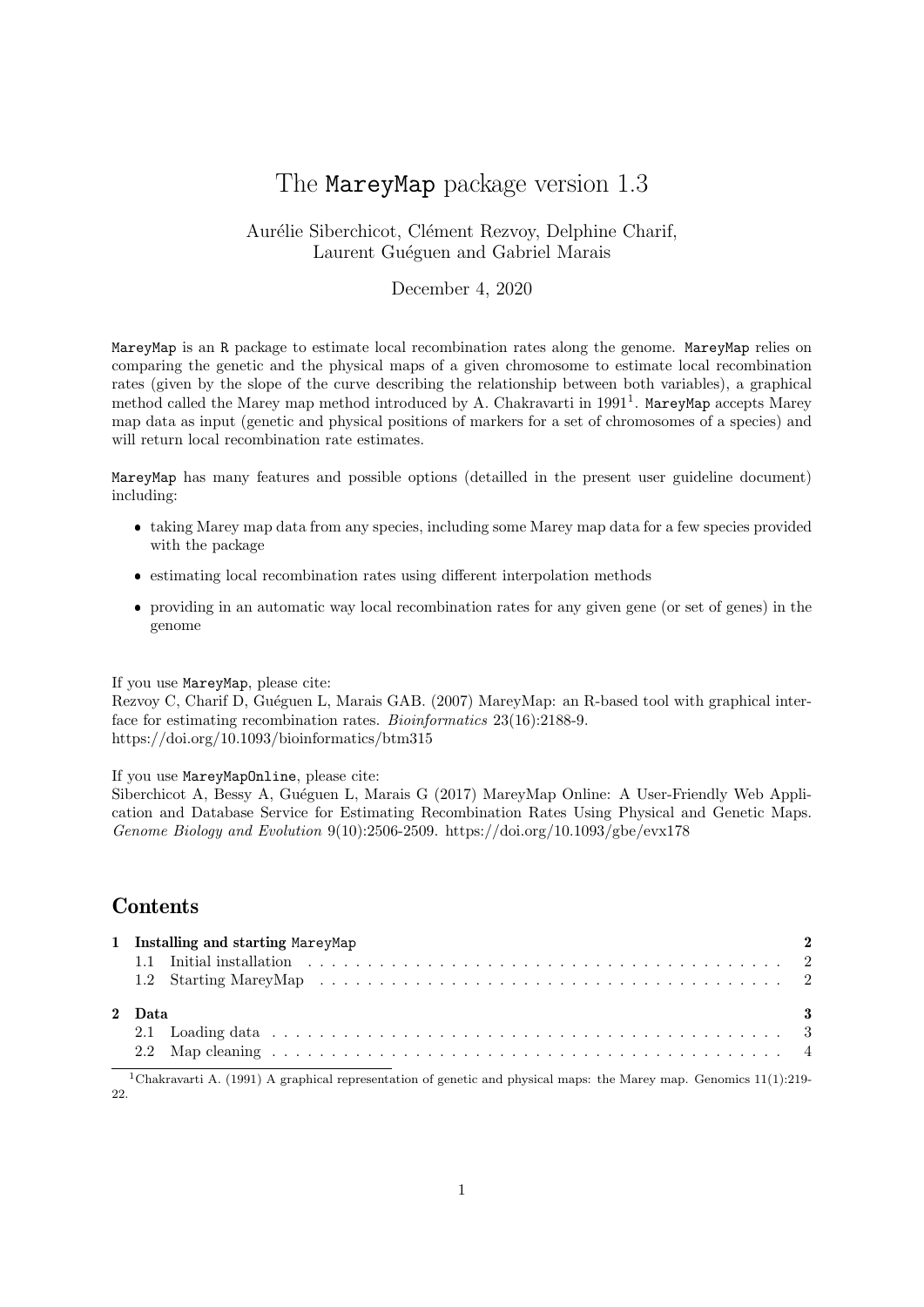# The MareyMap package version 1.3

Aurélie Siberchicot, Clément Rezvoy, Delphine Charif, Laurent Guéguen and Gabriel Marais

December 4, 2020

MareyMap is an R package to estimate local recombination rates along the genome. MareyMap relies on comparing the genetic and the physical maps of a given chromosome to estimate local recombination rates (given by the slope of the curve describing the relationship between both variables), a graphical method called the Marey map method introduced by A. Chakravarti in 1991[1]. MareyMap accepts Marey map data as input (genetic and physical positions of markers for a set of chromosomes of a species) and will return local recombination rate estimates.

MareyMap has many features and possible options (detailled in the present user guideline document) including:

- taking Marey map data from any species, including some Marey map data for a few species provided with the package
- estimating local recombination rates using different interpolation methods
- providing in an automatic way local recombination rates for any given gene (or set of genes) in the genome

If you use MareyMap, please cite:
Rezvoy C, Charif D, Guéguen L, Marais GAB. (2007) MareyMap: an R-based tool with graphical interface for estimating recombination rates. *Bioinformatics* 23(16):2188-9.
https://doi.org/10.1093/bioinformatics/btm315

If you use MareyMapOnline, please cite:
Siberchicot A, Bessy A, Guéguen L, Marais G (2017) MareyMap Online: A User-Friendly Web Application and Database Service for Estimating Recombination Rates Using Physical and Genetic Maps. *Genome Biology and Evolution* 9(10):2506-2509. https://doi.org/10.1093/gbe/evx178

## Contents

- **1 Installing and starting MareyMap** — 2
  - 1.1 Initial installation — 2
  - 1.2 Starting MareyMap — 2
- **2 Data** — 3
  - 2.1 Loading data — 3
  - 2.2 Map cleaning — 4

[1] Chakravarti A. (1991) A graphical representation of genetic and physical maps: the Marey map. Genomics 11(1):219-22.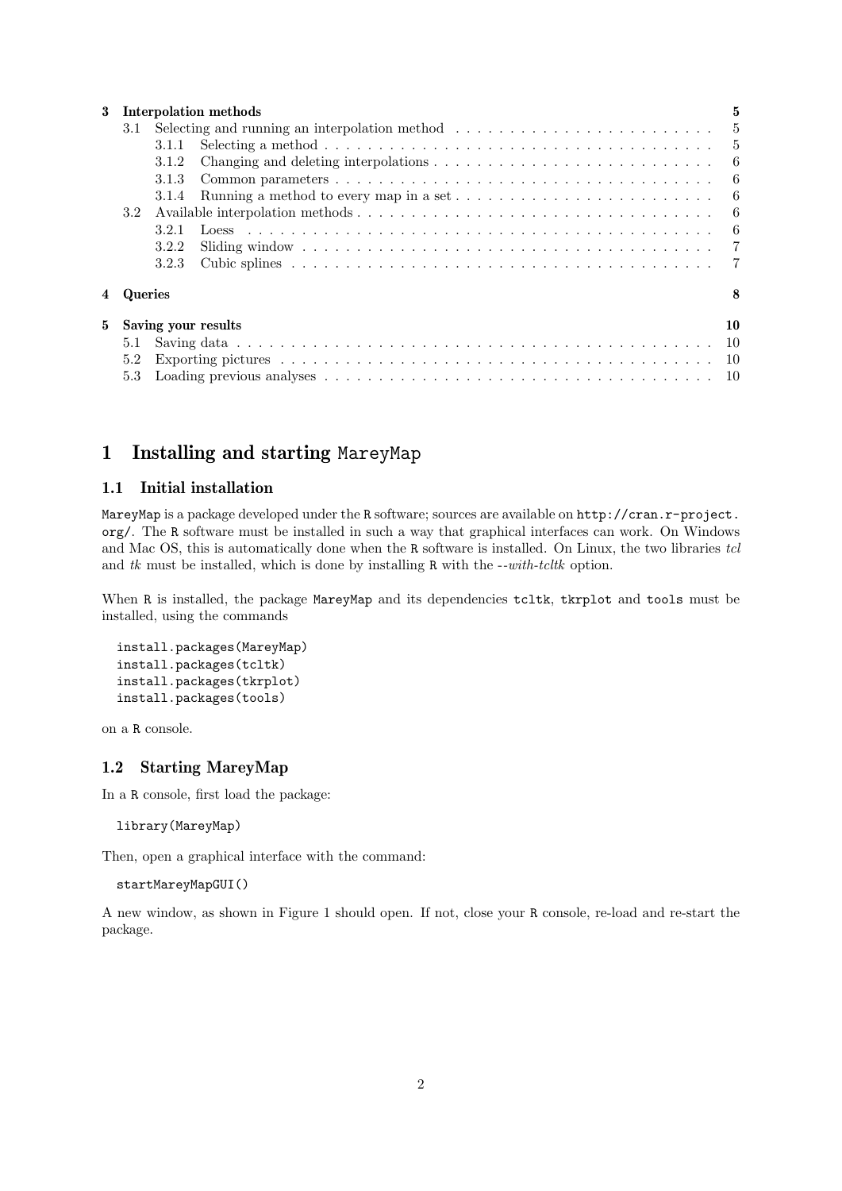| | | |
|---|---|---|
| **3** | **Interpolation methods** | **5** |
| 3.1 | Selecting and running an interpolation method | 5 |
| 3.1.1 | Selecting a method | 5 |
| 3.1.2 | Changing and deleting interpolations | 6 |
| 3.1.3 | Common parameters | 6 |
| 3.1.4 | Running a method to every map in a set | 6 |
| 3.2 | Available interpolation methods | 6 |
| 3.2.1 | Loess | 6 |
| 3.2.2 | Sliding window | 7 |
| 3.2.3 | Cubic splines | 7 |
| **4** | **Queries** | **8** |
| **5** | **Saving your results** | **10** |
| 5.1 | Saving data | 10 |
| 5.2 | Exporting pictures | 10 |
| 5.3 | Loading previous analyses | 10 |

# 1 Installing and starting `MareyMap`

## 1.1 Initial installation

`MareyMap` is a package developed under the `R` software; sources are available on `http://cran.r-project.org/`. The `R` software must be installed in such a way that graphical interfaces can work. On Windows and Mac OS, this is automatically done when the `R` software is installed. On Linux, the two libraries *tcl* and *tk* must be installed, which is done by installing `R` with the *--with-tcltk* option.

When `R` is installed, the package `MareyMap` and its dependencies `tcltk`, `tkrplot` and `tools` must be installed, using the commands

```
install.packages(MareyMap)
install.packages(tcltk)
install.packages(tkrplot)
install.packages(tools)
```

on a `R` console.

## 1.2 Starting MareyMap

In a `R` console, first load the package:

```
library(MareyMap)
```

Then, open a graphical interface with the command:

```
startMareyMapGUI()
```

A new window, as shown in Figure 1 should open. If not, close your `R` console, re-load and re-start the package.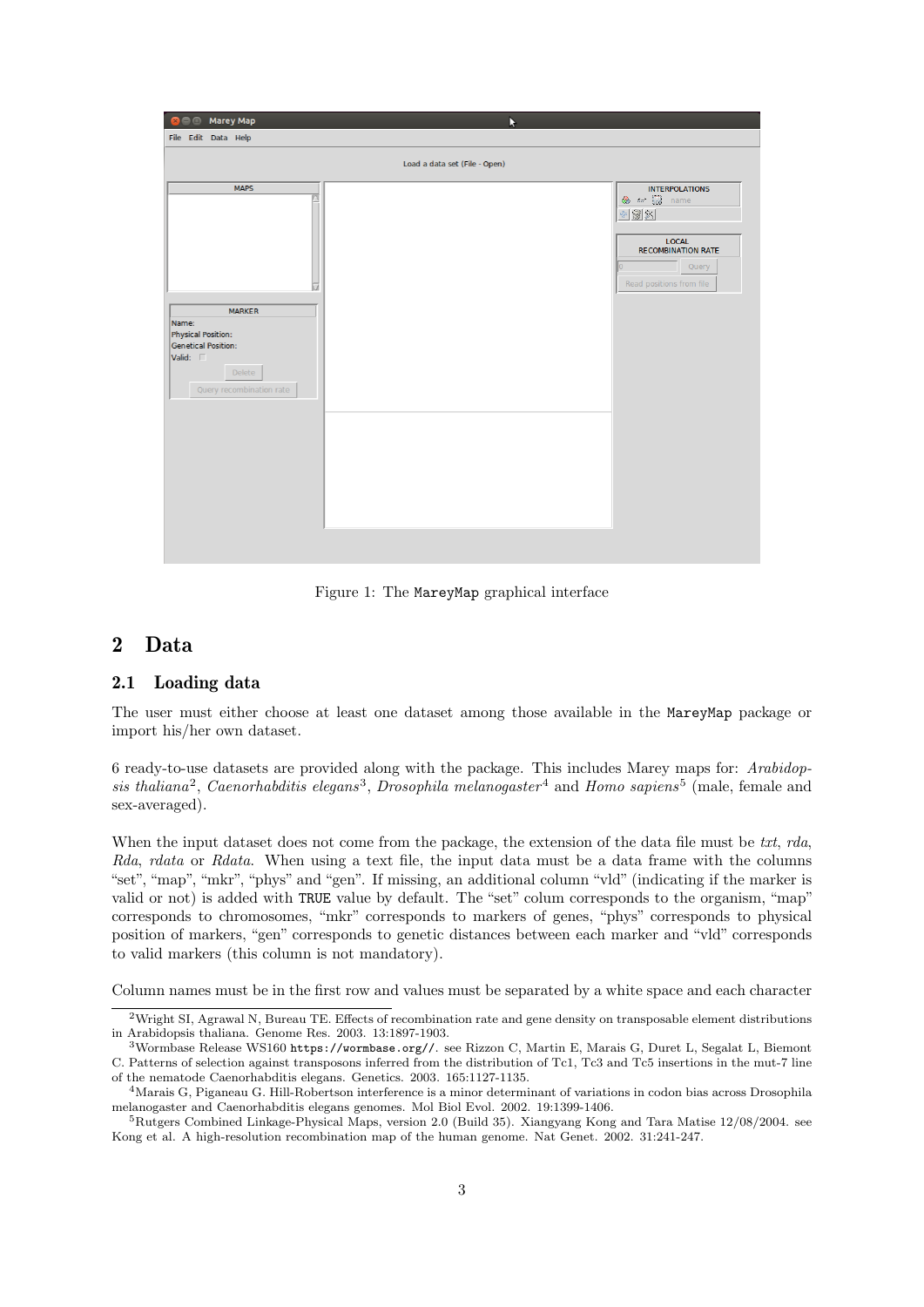Figure 1: The `MareyMap` graphical interface

## 2 Data

### 2.1 Loading data

The user must either choose at least one dataset among those available in the `MareyMap` package or import his/her own dataset.

6 ready-to-use datasets are provided along with the package. This includes Marey maps for: *Arabidopsis thaliana*[2], *Caenorhabditis elegans*[3], *Drosophila melanogaster*[4] and *Homo sapiens*[5] (male, female and sex-averaged).

When the input dataset does not come from the package, the extension of the data file must be *txt*, *rda*, *Rda*, *rdata* or *Rdata*. When using a text file, the input data must be a data frame with the columns "set", "map", "mkr", "phys" and "gen". If missing, an additional column "vld" (indicating if the marker is valid or not) is added with `TRUE` value by default. The "set" colum corresponds to the organism, "map" corresponds to chromosomes, "mkr" corresponds to markers of genes, "phys" corresponds to physical position of markers, "gen" corresponds to genetic distances between each marker and "vld" corresponds to valid markers (this column is not mandatory).

Column names must be in the first row and values must be separated by a white space and each character

[2] Wright SI, Agrawal N, Bureau TE. Effects of recombination rate and gene density on transposable element distributions in Arabidopsis thaliana. Genome Res. 2003. 13:1897-1903.

[3] Wormbase Release WS160 `https://wormbase.org//`. see Rizzon C, Martin E, Marais G, Duret L, Segalat L, Biemont C. Patterns of selection against transposons inferred from the distribution of Tc1, Tc3 and Tc5 insertions in the mut-7 line of the nematode Caenorhabditis elegans. Genetics. 2003. 165:1127-1135.

[4] Marais G, Piganeau G. Hill-Robertson interference is a minor determinant of variations in codon bias across Drosophila melanogaster and Caenorhabditis elegans genomes. Mol Biol Evol. 2002. 19:1399-1406.

[5] Rutgers Combined Linkage-Physical Maps, version 2.0 (Build 35). Xiangyang Kong and Tara Matise 12/08/2004. see Kong et al. A high-resolution recombination map of the human genome. Nat Genet. 2002. 31:241-247.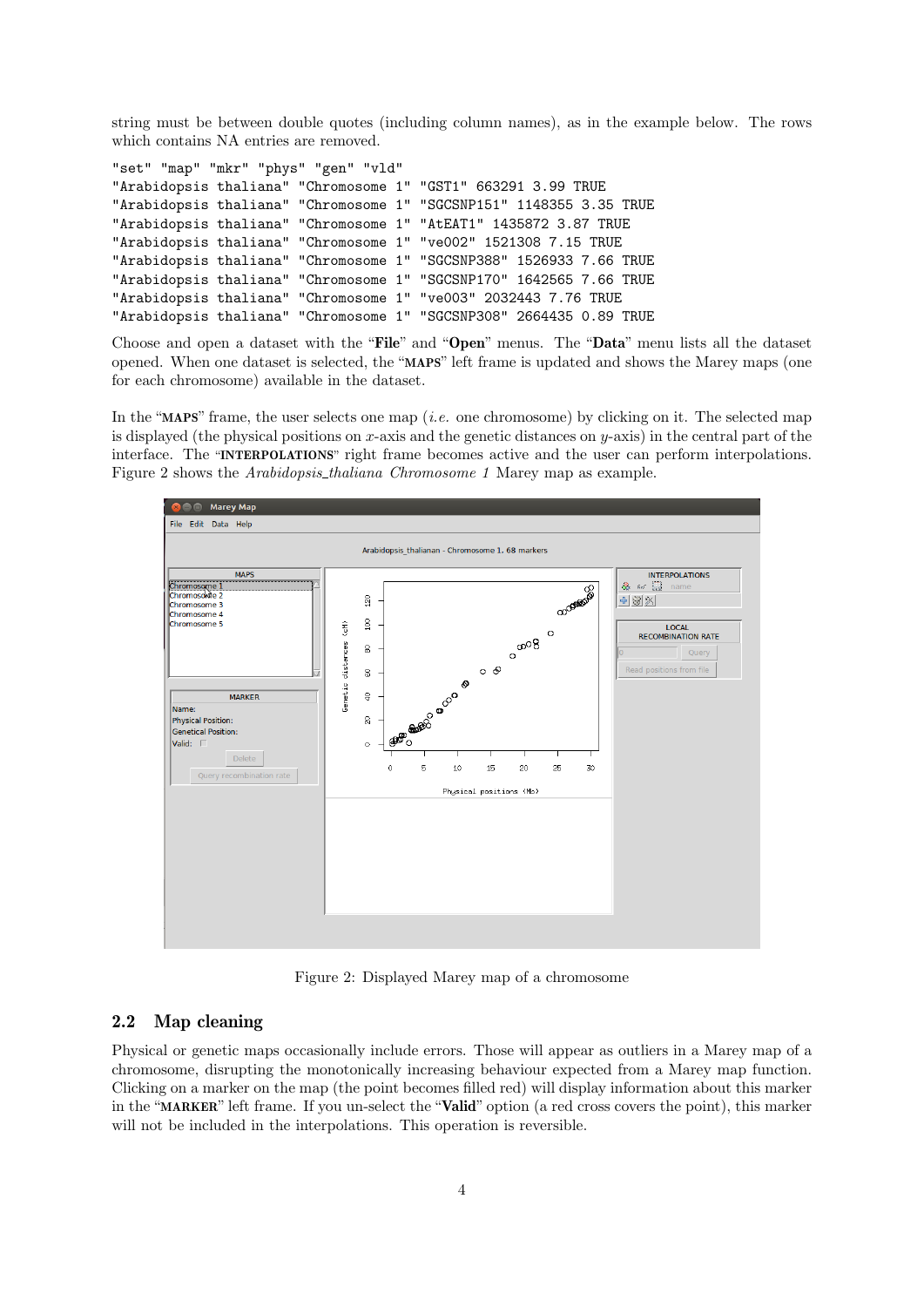string must be between double quotes (including column names), as in the example below. The rows which contains NA entries are removed.

```
"set" "map" "mkr" "phys" "gen" "vld"
"Arabidopsis thaliana" "Chromosome 1" "GST1" 663291 3.99 TRUE
"Arabidopsis thaliana" "Chromosome 1" "SGCSNP151" 1148355 3.35 TRUE
"Arabidopsis thaliana" "Chromosome 1" "AtEAT1" 1435872 3.87 TRUE
"Arabidopsis thaliana" "Chromosome 1" "ve002" 1521308 7.15 TRUE
"Arabidopsis thaliana" "Chromosome 1" "SGCSNP388" 1526933 7.66 TRUE
"Arabidopsis thaliana" "Chromosome 1" "SGCSNP170" 1642565 7.66 TRUE
"Arabidopsis thaliana" "Chromosome 1" "ve003" 2032443 7.76 TRUE
"Arabidopsis thaliana" "Chromosome 1" "SGCSNP308" 2664435 0.89 TRUE
```

Choose and open a dataset with the "**File**" and "**Open**" menus. The "**Data**" menu lists all the dataset opened. When one dataset is selected, the "**MAPS**" left frame is updated and shows the Marey maps (one for each chromosome) available in the dataset.

In the "**MAPS**" frame, the user selects one map (*i.e.* one chromosome) by clicking on it. The selected map is displayed (the physical positions on $x$-axis and the genetic distances on $y$-axis) in the central part of the interface. The "**INTERPOLATIONS**" right frame becomes active and the user can perform interpolations. Figure 2 shows the *Arabidopsis_thaliana Chromosome 1* Marey map as example.

Figure 2: Displayed Marey map of a chromosome

## 2.2 Map cleaning

Physical or genetic maps occasionally include errors. Those will appear as outliers in a Marey map of a chromosome, disrupting the monotonically increasing behaviour expected from a Marey map function. Clicking on a marker on the map (the point becomes filled red) will display information about this marker in the "**MARKER**" left frame. If you un-select the "**Valid**" option (a red cross covers the point), this marker will not be included in the interpolations. This operation is reversible.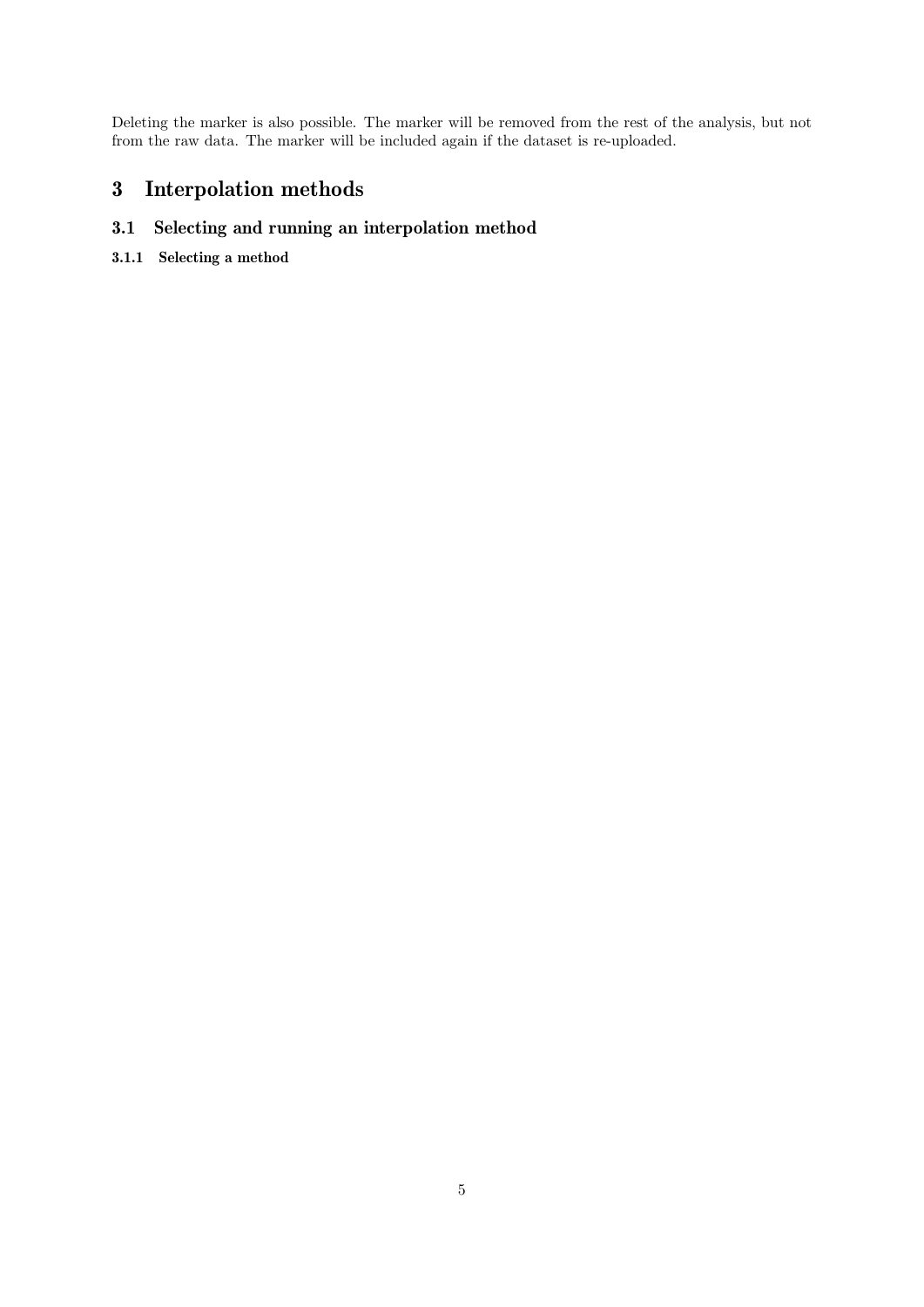Deleting the marker is also possible. The marker will be removed from the rest of the analysis, but not from the raw data. The marker will be included again if the dataset is re-uploaded.

# 3 Interpolation methods

## 3.1 Selecting and running an interpolation method

### 3.1.1 Selecting a method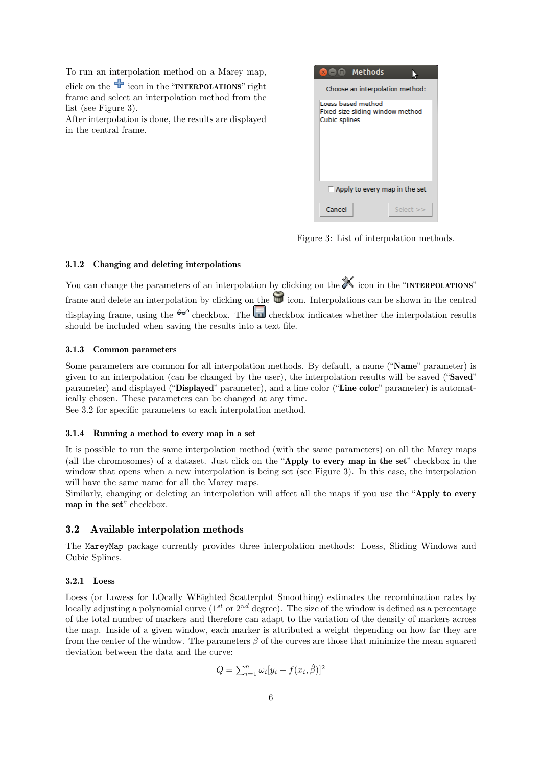To run an interpolation method on a Marey map, click on the icon in the "INTERPOLATIONS" right frame and select an interpolation method from the list (see Figure 3).
After interpolation is done, the results are displayed in the central frame.

Figure 3: List of interpolation methods.

### 3.1.2 Changing and deleting interpolations

You can change the parameters of an interpolation by clicking on the icon in the "INTERPOLATIONS" frame and delete an interpolation by clicking on the icon. Interpolations can be shown in the central displaying frame, using the checkbox. The checkbox indicates whether the interpolation results should be included when saving the results into a text file.

### 3.1.3 Common parameters

Some parameters are common for all interpolation methods. By default, a name ("**Name**" parameter) is given to an interpolation (can be changed by the user), the interpolation results will be saved ("**Saved**" parameter) and displayed ("**Displayed**" parameter), and a line color ("**Line color**" parameter) is automatically chosen. These parameters can be changed at any time.
See 3.2 for specific parameters to each interpolation method.

### 3.1.4 Running a method to every map in a set

It is possible to run the same interpolation method (with the same parameters) on all the Marey maps (all the chromosomes) of a dataset. Just click on the "**Apply to every map in the set**" checkbox in the window that opens when a new interpolation is being set (see Figure 3). In this case, the interpolation will have the same name for all the Marey maps.
Similarly, changing or deleting an interpolation will affect all the maps if you use the "**Apply to every map in the set**" checkbox.

## 3.2 Available interpolation methods

The `MareyMap` package currently provides three interpolation methods: Loess, Sliding Windows and Cubic Splines.

### 3.2.1 Loess

Loess (or Lowess for LOcally WEighted Scatterplot Smoothing) estimates the recombination rates by locally adjusting a polynomial curve ($1^{st}$ or $2^{nd}$ degree). The size of the window is defined as a percentage of the total number of markers and therefore can adapt to the variation of the density of markers across the map. Inside of a given window, each marker is attributed a weight depending on how far they are from the center of the window. The parameters $\beta$ of the curves are those that minimize the mean squared deviation between the data and the curve:

$$Q = \sum_{i=1}^{n} \omega_i [y_i - f(x_i, \hat{\beta})]^2$$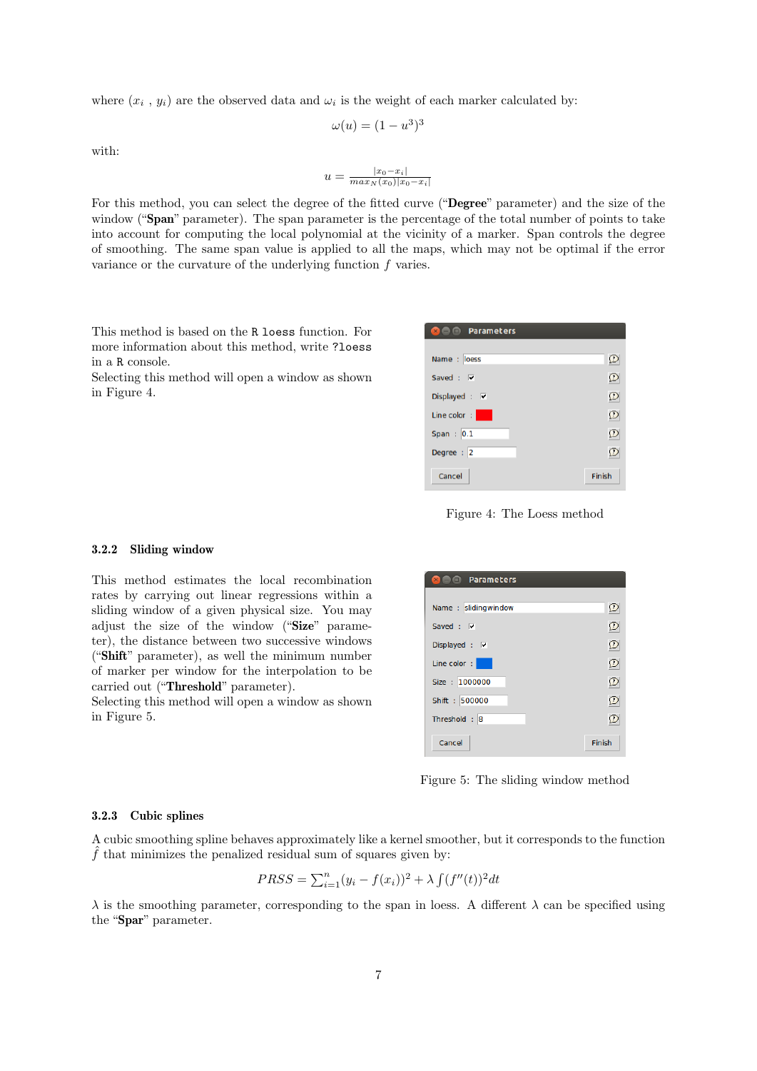where $(x_i, y_i)$ are the observed data and $\omega_i$ is the weight of each marker calculated by:

$$\omega(u) = (1 - u^3)^3$$

with:

$$u = \frac{|x_0 - x_i|}{max_N(x_0)|x_0 - x_i|}$$

For this method, you can select the degree of the fitted curve ("**Degree**" parameter) and the size of the window ("**Span**" parameter). The span parameter is the percentage of the total number of points to take into account for computing the local polynomial at the vicinity of a marker. Span controls the degree of smoothing. The same span value is applied to all the maps, which may not be optimal if the error variance or the curvature of the underlying function $f$ varies.

This method is based on the `R` `loess` function. For more information about this method, write `?loess` in a `R` console.
Selecting this method will open a window as shown in Figure 4.

Figure 4: The Loess method

### 3.2.2 Sliding window

This method estimates the local recombination rates by carrying out linear regressions within a sliding window of a given physical size. You may adjust the size of the window ("**Size**" parameter), the distance between two successive windows ("**Shift**" parameter), as well the minimum number of marker per window for the interpolation to be carried out ("**Threshold**" parameter).
Selecting this method will open a window as shown in Figure 5.

Figure 5: The sliding window method

### 3.2.3 Cubic splines

A cubic smoothing spline behaves approximately like a kernel smoother, but it corresponds to the function $\hat{f}$ that minimizes the penalized residual sum of squares given by:

$$PRSS = \sum_{i=1}^{n}(y_i - f(x_i))^2 + \lambda \int (f''(t))^2 dt$$

$\lambda$ is the smoothing parameter, corresponding to the span in loess. A different $\lambda$ can be specified using the "**Spar**" parameter.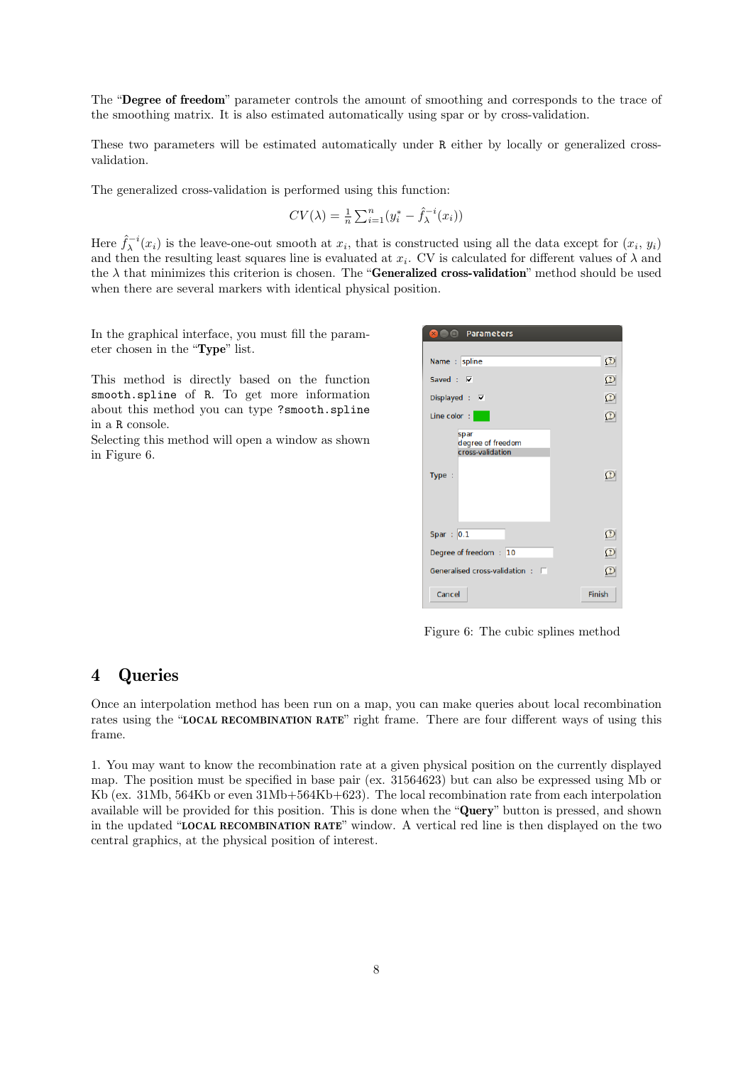The "**Degree of freedom**" parameter controls the amount of smoothing and corresponds to the trace of the smoothing matrix. It is also estimated automatically using spar or by cross-validation.

These two parameters will be estimated automatically under R either by locally or generalized cross-validation.

The generalized cross-validation is performed using this function:

$$CV(\lambda) = \frac{1}{n}\sum_{i=1}^{n}(y_i^* - \hat{f}_\lambda^{-i}(x_i))$$

Here $\hat{f}_\lambda^{-i}(x_i)$ is the leave-one-out smooth at $x_i$, that is constructed using all the data except for $(x_i, y_i)$ and then the resulting least squares line is evaluated at $x_i$. CV is calculated for different values of $\lambda$ and the $\lambda$ that minimizes this criterion is chosen. The "**Generalized cross-validation**" method should be used when there are several markers with identical physical position.

In the graphical interface, you must fill the parameter chosen in the "**Type**" list.

This method is directly based on the function `smooth.spline` of R. To get more information about this method you can type `?smooth.spline` in a R console.
Selecting this method will open a window as shown in Figure 6.

Figure 6: The cubic splines method

# 4 Queries

Once an interpolation method has been run on a map, you can make queries about local recombination rates using the "LOCAL RECOMBINATION RATE" right frame. There are four different ways of using this frame.

1. You may want to know the recombination rate at a given physical position on the currently displayed map. The position must be specified in base pair (ex. 31564623) but can also be expressed using Mb or Kb (ex. 31Mb, 564Kb or even 31Mb+564Kb+623). The local recombination rate from each interpolation available will be provided for this position. This is done when the "**Query**" button is pressed, and shown in the updated "LOCAL RECOMBINATION RATE" window. A vertical red line is then displayed on the two central graphics, at the physical position of interest.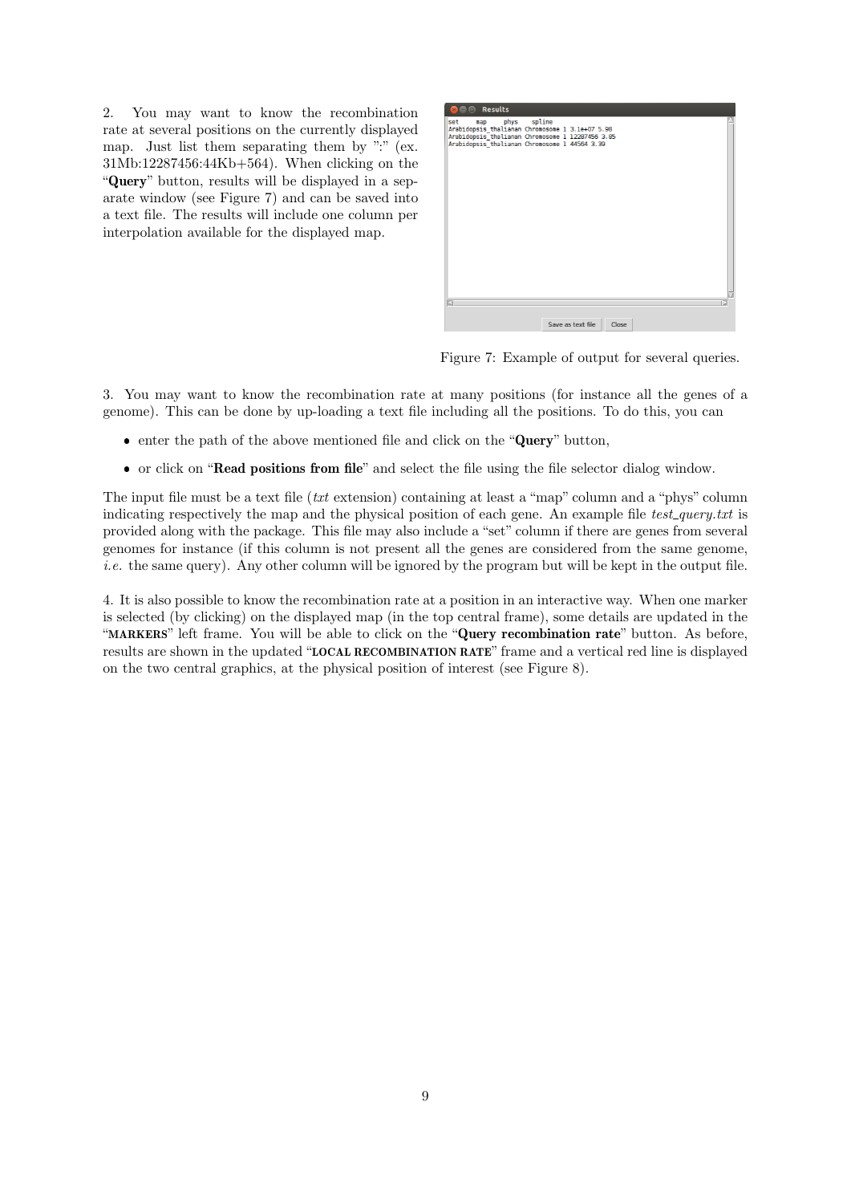2. You may want to know the recombination rate at several positions on the currently displayed map. Just list them separating them by ":" (ex. 31Mb:12287456:44Kb+564). When clicking on the "**Query**" button, results will be displayed in a separate window (see Figure 7) and can be saved into a text file. The results will include one column per interpolation available for the displayed map.

Figure 7: Example of output for several queries.

3. You may want to know the recombination rate at many positions (for instance all the genes of a genome). This can be done by up-loading a text file including all the positions. To do this, you can

- enter the path of the above mentioned file and click on the "**Query**" button,
- or click on "**Read positions from file**" and select the file using the file selector dialog window.

The input file must be a text file (*txt* extension) containing at least a "map" column and a "phys" column indicating respectively the map and the physical position of each gene. An example file *test_query.txt* is provided along with the package. This file may also include a "set" column if there are genes from several genomes for instance (if this column is not present all the genes are considered from the same genome, *i.e.* the same query). Any other column will be ignored by the program but will be kept in the output file.

4. It is also possible to know the recombination rate at a position in an interactive way. When one marker is selected (by clicking) on the displayed map (in the top central frame), some details are updated in the "**MARKERS**" left frame. You will be able to click on the "**Query recombination rate**" button. As before, results are shown in the updated "**LOCAL RECOMBINATION RATE**" frame and a vertical red line is displayed on the two central graphics, at the physical position of interest (see Figure 8).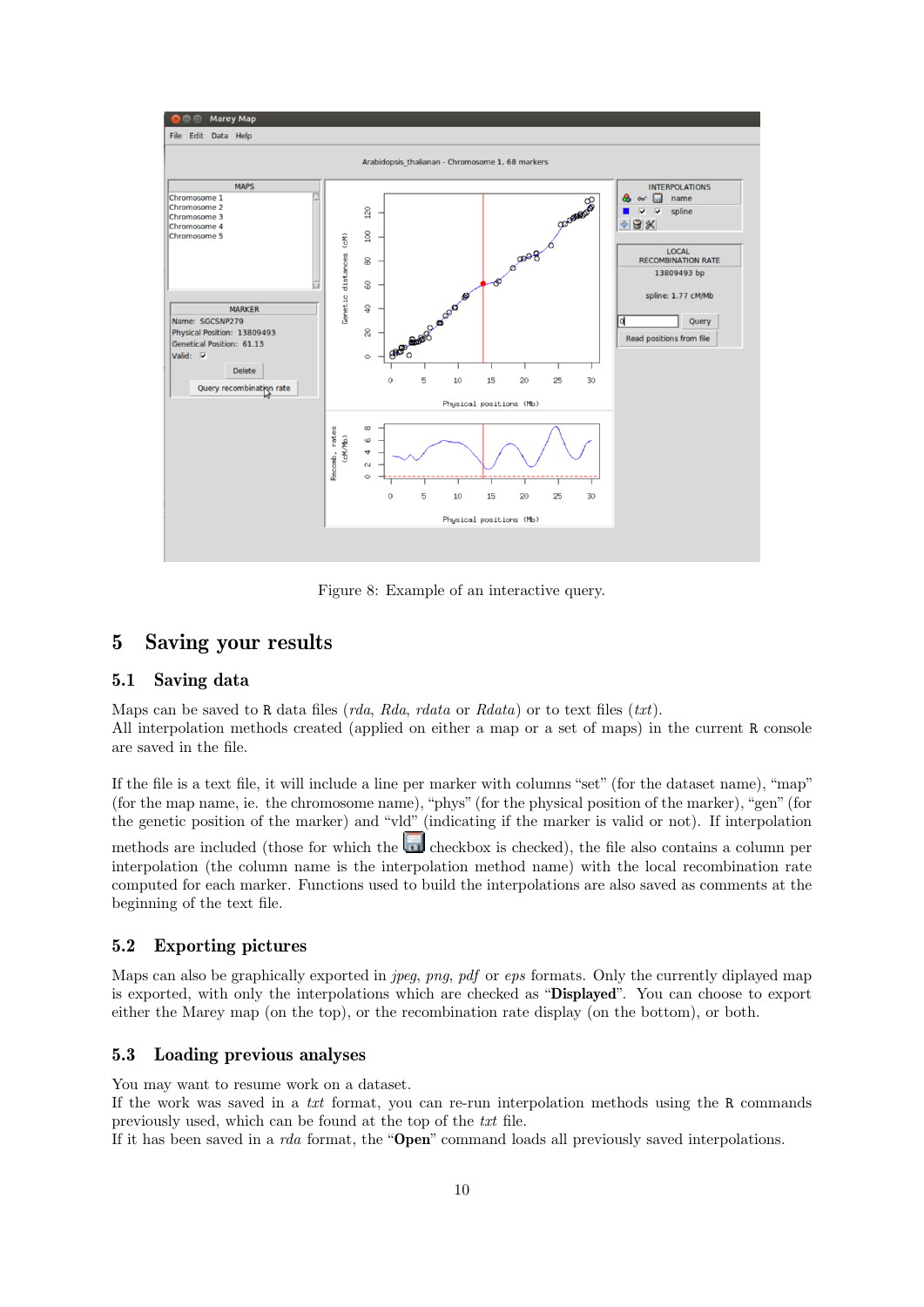Figure 8: Example of an interactive query.

# 5 Saving your results

## 5.1 Saving data

Maps can be saved to R data files (*rda*, *Rda*, *rdata* or *Rdata*) or to text files (*txt*).
All interpolation methods created (applied on either a map or a set of maps) in the current R console are saved in the file.

If the file is a text file, it will include a line per marker with columns "set" (for the dataset name), "map" (for the map name, ie. the chromosome name), "phys" (for the physical position of the marker), "gen" (for the genetic position of the marker) and "vld" (indicating if the marker is valid or not). If interpolation methods are included (those for which the checkbox is checked), the file also contains a column per interpolation (the column name is the interpolation method name) with the local recombination rate computed for each marker. Functions used to build the interpolations are also saved as comments at the beginning of the text file.

## 5.2 Exporting pictures

Maps can also be graphically exported in *jpeg*, *png*, *pdf* or *eps* formats. Only the currently diplayed map is exported, with only the interpolations which are checked as "**Displayed**". You can choose to export either the Marey map (on the top), or the recombination rate display (on the bottom), or both.

## 5.3 Loading previous analyses

You may want to resume work on a dataset.
If the work was saved in a *txt* format, you can re-run interpolation methods using the R commands previously used, which can be found at the top of the *txt* file.
If it has been saved in a *rda* format, the "**Open**" command loads all previously saved interpolations.